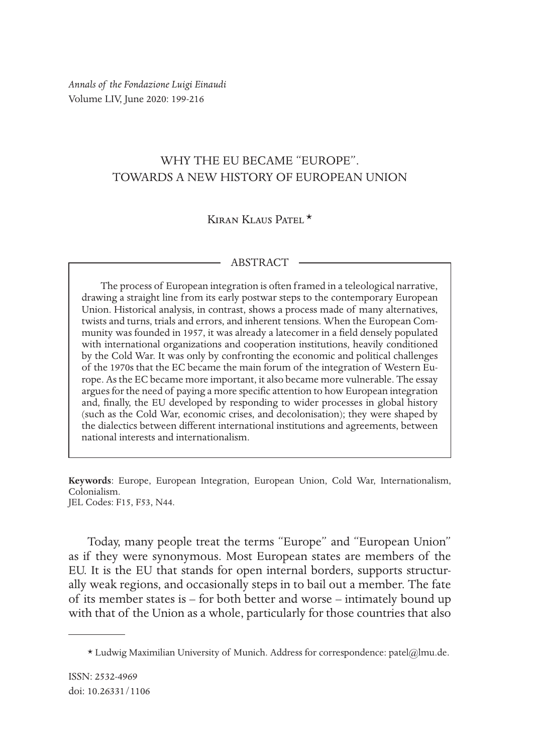*Annals of the Fondazione Luigi Einaudi*
Volume LIV, June 2020: 199-216

# WHY THE EU BECAME "EUROPE". TOWARDS A NEW HISTORY OF EUROPEAN UNION

Kiran Klaus Patel *

## ABSTRACT

The process of European integration is often framed in a teleological narrative, drawing a straight line from its early postwar steps to the contemporary European Union. Historical analysis, in contrast, shows a process made of many alternatives, twists and turns, trials and errors, and inherent tensions. When the European Community was founded in 1957, it was already a latecomer in a field densely populated with international organizations and cooperation institutions, heavily conditioned by the Cold War. It was only by confronting the economic and political challenges of the 1970s that the EC became the main forum of the integration of Western Europe. As the EC became more important, it also became more vulnerable. The essay argues for the need of paying a more specific attention to how European integration and, finally, the EU developed by responding to wider processes in global history (such as the Cold War, economic crises, and decolonisation); they were shaped by the dialectics between different international institutions and agreements, between national interests and internationalism.

**Keywords**: Europe, European Integration, European Union, Cold War, Internationalism, Colonialism.
JEL Codes: F15, F53, N44.

Today, many people treat the terms "Europe" and "European Union" as if they were synonymous. Most European states are members of the EU. It is the EU that stands for open internal borders, supports structurally weak regions, and occasionally steps in to bail out a member. The fate of its member states is – for both better and worse – intimately bound up with that of the Union as a whole, particularly for those countries that also

* Ludwig Maximilian University of Munich. Address for correspondence: patel@lmu.de.

ISSN: 2532-4969
doi: 10.26331/1106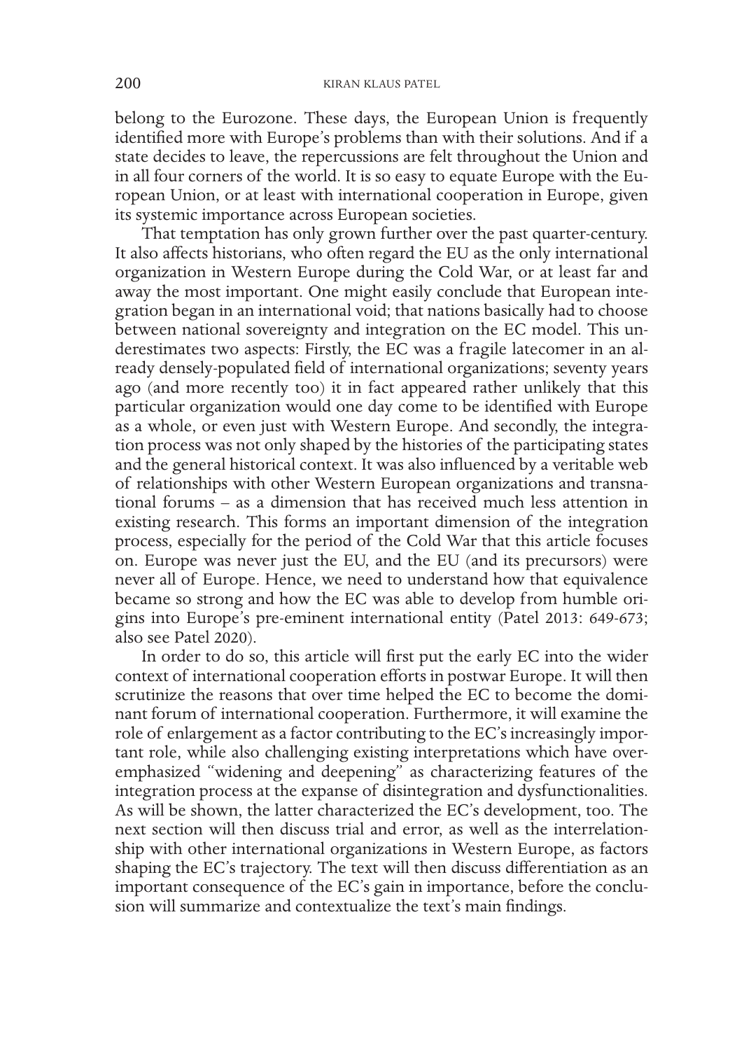belong to the Eurozone. These days, the European Union is frequently identified more with Europe's problems than with their solutions. And if a state decides to leave, the repercussions are felt throughout the Union and in all four corners of the world. It is so easy to equate Europe with the European Union, or at least with international cooperation in Europe, given its systemic importance across European societies.

That temptation has only grown further over the past quarter-century. It also affects historians, who often regard the EU as the only international organization in Western Europe during the Cold War, or at least far and away the most important. One might easily conclude that European integration began in an international void; that nations basically had to choose between national sovereignty and integration on the EC model. This underestimates two aspects: Firstly, the EC was a fragile latecomer in an already densely-populated field of international organizations; seventy years ago (and more recently too) it in fact appeared rather unlikely that this particular organization would one day come to be identified with Europe as a whole, or even just with Western Europe. And secondly, the integration process was not only shaped by the histories of the participating states and the general historical context. It was also influenced by a veritable web of relationships with other Western European organizations and transnational forums – as a dimension that has received much less attention in existing research. This forms an important dimension of the integration process, especially for the period of the Cold War that this article focuses on. Europe was never just the EU, and the EU (and its precursors) were never all of Europe. Hence, we need to understand how that equivalence became so strong and how the EC was able to develop from humble origins into Europe's pre-eminent international entity (Patel 2013: 649-673; also see Patel 2020).

In order to do so, this article will first put the early EC into the wider context of international cooperation efforts in postwar Europe. It will then scrutinize the reasons that over time helped the EC to become the dominant forum of international cooperation. Furthermore, it will examine the role of enlargement as a factor contributing to the EC's increasingly important role, while also challenging existing interpretations which have overemphasized "widening and deepening" as characterizing features of the integration process at the expanse of disintegration and dysfunctionalities. As will be shown, the latter characterized the EC's development, too. The next section will then discuss trial and error, as well as the interrelationship with other international organizations in Western Europe, as factors shaping the EC's trajectory. The text will then discuss differentiation as an important consequence of the EC's gain in importance, before the conclusion will summarize and contextualize the text's main findings.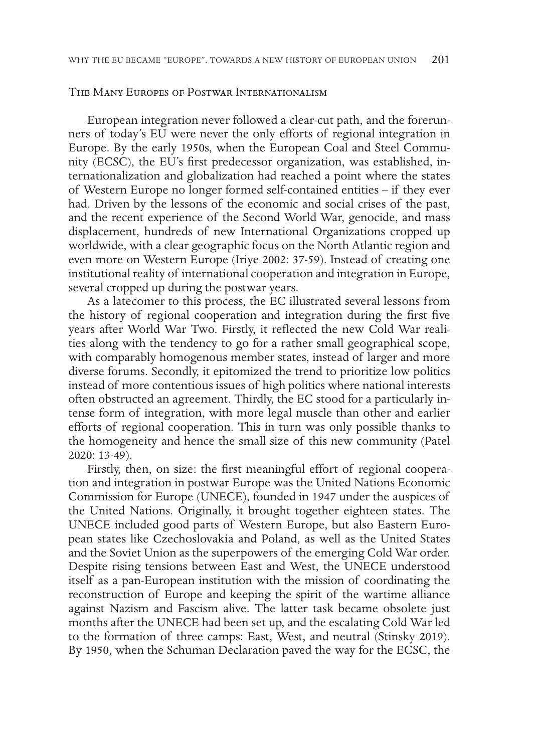## The Many Europes of Postwar Internationalism

European integration never followed a clear-cut path, and the forerunners of today's EU were never the only efforts of regional integration in Europe. By the early 1950s, when the European Coal and Steel Community (ECSC), the EU's first predecessor organization, was established, internationalization and globalization had reached a point where the states of Western Europe no longer formed self-contained entities – if they ever had. Driven by the lessons of the economic and social crises of the past, and the recent experience of the Second World War, genocide, and mass displacement, hundreds of new International Organizations cropped up worldwide, with a clear geographic focus on the North Atlantic region and even more on Western Europe (Iriye 2002: 37-59). Instead of creating one institutional reality of international cooperation and integration in Europe, several cropped up during the postwar years.

As a latecomer to this process, the EC illustrated several lessons from the history of regional cooperation and integration during the first five years after World War Two. Firstly, it reflected the new Cold War realities along with the tendency to go for a rather small geographical scope, with comparably homogenous member states, instead of larger and more diverse forums. Secondly, it epitomized the trend to prioritize low politics instead of more contentious issues of high politics where national interests often obstructed an agreement. Thirdly, the EC stood for a particularly intense form of integration, with more legal muscle than other and earlier efforts of regional cooperation. This in turn was only possible thanks to the homogeneity and hence the small size of this new community (Patel 2020: 13-49).

Firstly, then, on size: the first meaningful effort of regional cooperation and integration in postwar Europe was the United Nations Economic Commission for Europe (UNECE), founded in 1947 under the auspices of the United Nations. Originally, it brought together eighteen states. The UNECE included good parts of Western Europe, but also Eastern European states like Czechoslovakia and Poland, as well as the United States and the Soviet Union as the superpowers of the emerging Cold War order. Despite rising tensions between East and West, the UNECE understood itself as a pan-European institution with the mission of coordinating the reconstruction of Europe and keeping the spirit of the wartime alliance against Nazism and Fascism alive. The latter task became obsolete just months after the UNECE had been set up, and the escalating Cold War led to the formation of three camps: East, West, and neutral (Stinsky 2019). By 1950, when the Schuman Declaration paved the way for the ECSC, the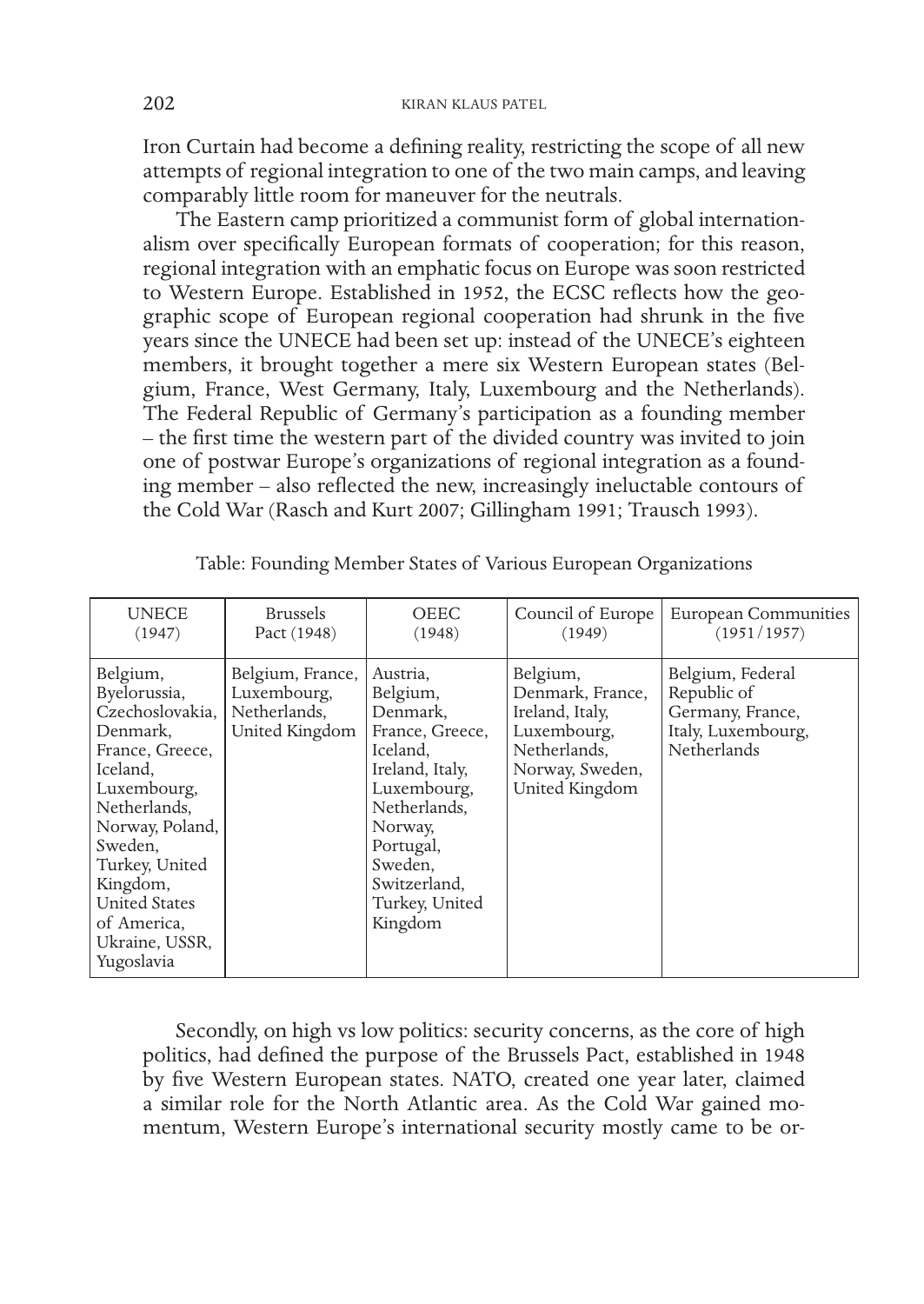Iron Curtain had become a defining reality, restricting the scope of all new attempts of regional integration to one of the two main camps, and leaving comparably little room for maneuver for the neutrals.

The Eastern camp prioritized a communist form of global internationalism over specifically European formats of cooperation; for this reason, regional integration with an emphatic focus on Europe was soon restricted to Western Europe. Established in 1952, the ECSC reflects how the geographic scope of European regional cooperation had shrunk in the five years since the UNECE had been set up: instead of the UNECE's eighteen members, it brought together a mere six Western European states (Belgium, France, West Germany, Italy, Luxembourg and the Netherlands). The Federal Republic of Germany's participation as a founding member – the first time the western part of the divided country was invited to join one of postwar Europe's organizations of regional integration as a founding member – also reflected the new, increasingly ineluctable contours of the Cold War (Rasch and Kurt 2007; Gillingham 1991; Trausch 1993).

Table: Founding Member States of Various European Organizations

| UNECE (1947) | Brussels Pact (1948) | OEEC (1948) | Council of Europe (1949) | European Communities (1951/1957) |
|---|---|---|---|---|
| Belgium, Byelorussia, Czechoslovakia, Denmark, France, Greece, Iceland, Luxembourg, Netherlands, Norway, Poland, Sweden, Turkey, United Kingdom, United States of America, Ukraine, USSR, Yugoslavia | Belgium, France, Luxembourg, Netherlands, United Kingdom | Austria, Belgium, Denmark, France, Greece, Iceland, Ireland, Italy, Luxembourg, Netherlands, Norway, Portugal, Sweden, Switzerland, Turkey, United Kingdom | Belgium, Denmark, France, Ireland, Italy, Luxembourg, Netherlands, Norway, Sweden, United Kingdom | Belgium, Federal Republic of Germany, France, Italy, Luxembourg, Netherlands |

Secondly, on high vs low politics: security concerns, as the core of high politics, had defined the purpose of the Brussels Pact, established in 1948 by five Western European states. NATO, created one year later, claimed a similar role for the North Atlantic area. As the Cold War gained momentum, Western Europe's international security mostly came to be or-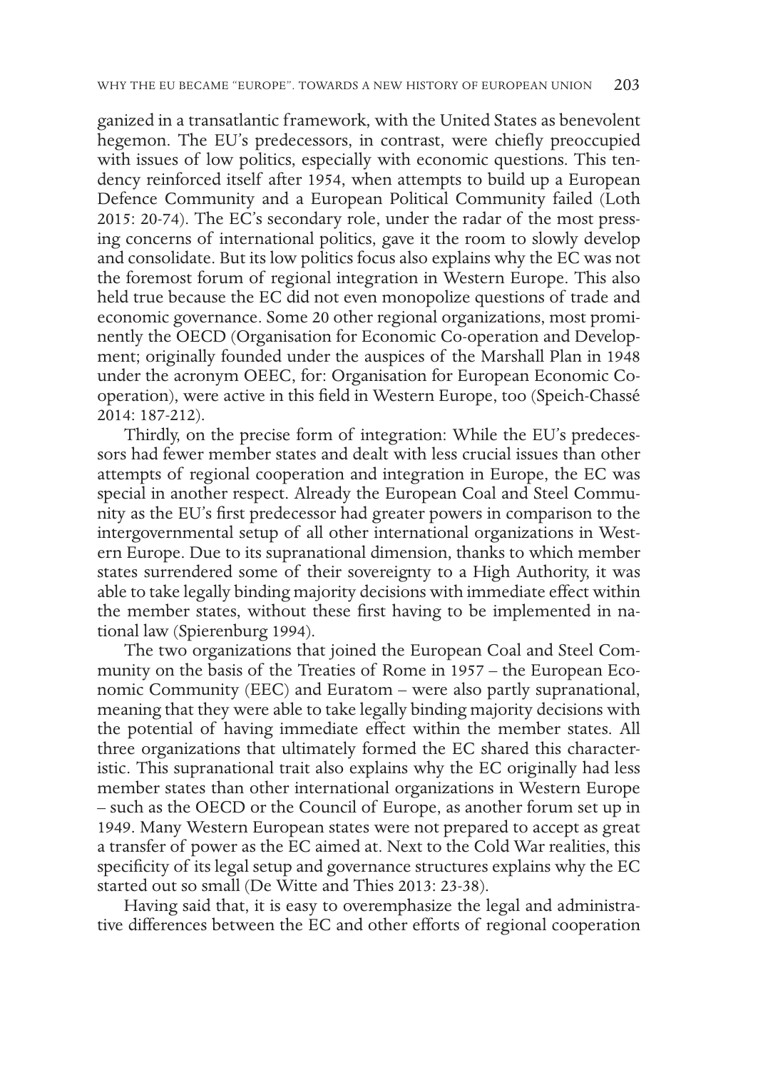ganized in a transatlantic framework, with the United States as benevolent hegemon. The EU's predecessors, in contrast, were chiefly preoccupied with issues of low politics, especially with economic questions. This tendency reinforced itself after 1954, when attempts to build up a European Defence Community and a European Political Community failed (Loth 2015: 20-74). The EC's secondary role, under the radar of the most pressing concerns of international politics, gave it the room to slowly develop and consolidate. But its low politics focus also explains why the EC was not the foremost forum of regional integration in Western Europe. This also held true because the EC did not even monopolize questions of trade and economic governance. Some 20 other regional organizations, most prominently the OECD (Organisation for Economic Co-operation and Development; originally founded under the auspices of the Marshall Plan in 1948 under the acronym OEEC, for: Organisation for European Economic Cooperation), were active in this field in Western Europe, too (Speich-Chassé 2014: 187-212).

Thirdly, on the precise form of integration: While the EU's predecessors had fewer member states and dealt with less crucial issues than other attempts of regional cooperation and integration in Europe, the EC was special in another respect. Already the European Coal and Steel Community as the EU's first predecessor had greater powers in comparison to the intergovernmental setup of all other international organizations in Western Europe. Due to its supranational dimension, thanks to which member states surrendered some of their sovereignty to a High Authority, it was able to take legally binding majority decisions with immediate effect within the member states, without these first having to be implemented in national law (Spierenburg 1994).

The two organizations that joined the European Coal and Steel Community on the basis of the Treaties of Rome in 1957 – the European Economic Community (EEC) and Euratom – were also partly supranational, meaning that they were able to take legally binding majority decisions with the potential of having immediate effect within the member states. All three organizations that ultimately formed the EC shared this characteristic. This supranational trait also explains why the EC originally had less member states than other international organizations in Western Europe – such as the OECD or the Council of Europe, as another forum set up in 1949. Many Western European states were not prepared to accept as great a transfer of power as the EC aimed at. Next to the Cold War realities, this specificity of its legal setup and governance structures explains why the EC started out so small (De Witte and Thies 2013: 23-38).

Having said that, it is easy to overemphasize the legal and administrative differences between the EC and other efforts of regional cooperation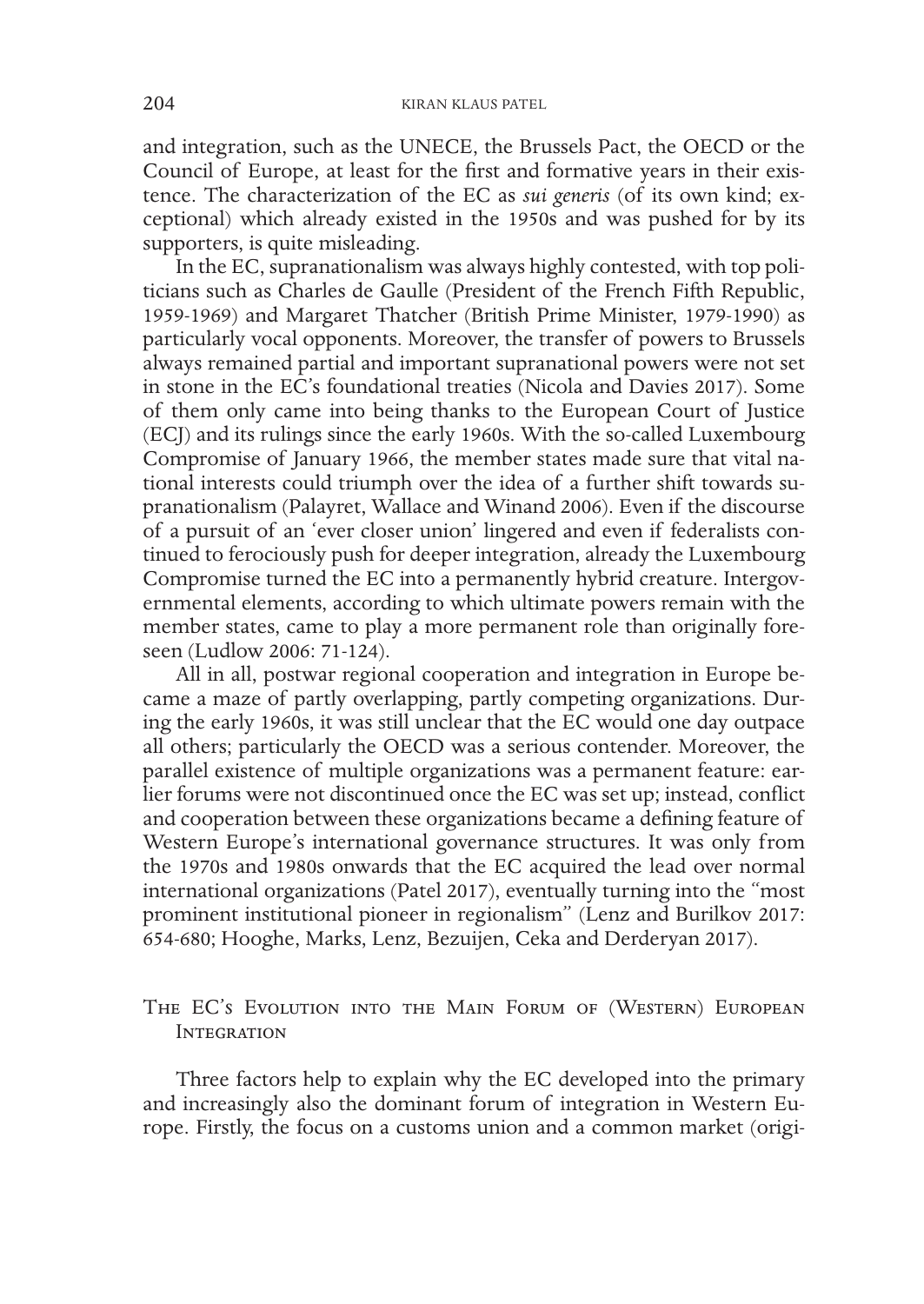and integration, such as the UNECE, the Brussels Pact, the OECD or the Council of Europe, at least for the first and formative years in their existence. The characterization of the EC as *sui generis* (of its own kind; exceptional) which already existed in the 1950s and was pushed for by its supporters, is quite misleading.

In the EC, supranationalism was always highly contested, with top politicians such as Charles de Gaulle (President of the French Fifth Republic, 1959-1969) and Margaret Thatcher (British Prime Minister, 1979-1990) as particularly vocal opponents. Moreover, the transfer of powers to Brussels always remained partial and important supranational powers were not set in stone in the EC's foundational treaties (Nicola and Davies 2017). Some of them only came into being thanks to the European Court of Justice (ECJ) and its rulings since the early 1960s. With the so-called Luxembourg Compromise of January 1966, the member states made sure that vital national interests could triumph over the idea of a further shift towards supranationalism (Palayret, Wallace and Winand 2006). Even if the discourse of a pursuit of an 'ever closer union' lingered and even if federalists continued to ferociously push for deeper integration, already the Luxembourg Compromise turned the EC into a permanently hybrid creature. Intergovernmental elements, according to which ultimate powers remain with the member states, came to play a more permanent role than originally foreseen (Ludlow 2006: 71-124).

All in all, postwar regional cooperation and integration in Europe became a maze of partly overlapping, partly competing organizations. During the early 1960s, it was still unclear that the EC would one day outpace all others; particularly the OECD was a serious contender. Moreover, the parallel existence of multiple organizations was a permanent feature: earlier forums were not discontinued once the EC was set up; instead, conflict and cooperation between these organizations became a defining feature of Western Europe's international governance structures. It was only from the 1970s and 1980s onwards that the EC acquired the lead over normal international organizations (Patel 2017), eventually turning into the "most prominent institutional pioneer in regionalism" (Lenz and Burilkov 2017: 654-680; Hooghe, Marks, Lenz, Bezuijen, Ceka and Derderyan 2017).

## The EC's Evolution into the Main Forum of (Western) European Integration

Three factors help to explain why the EC developed into the primary and increasingly also the dominant forum of integration in Western Europe. Firstly, the focus on a customs union and a common market (origi-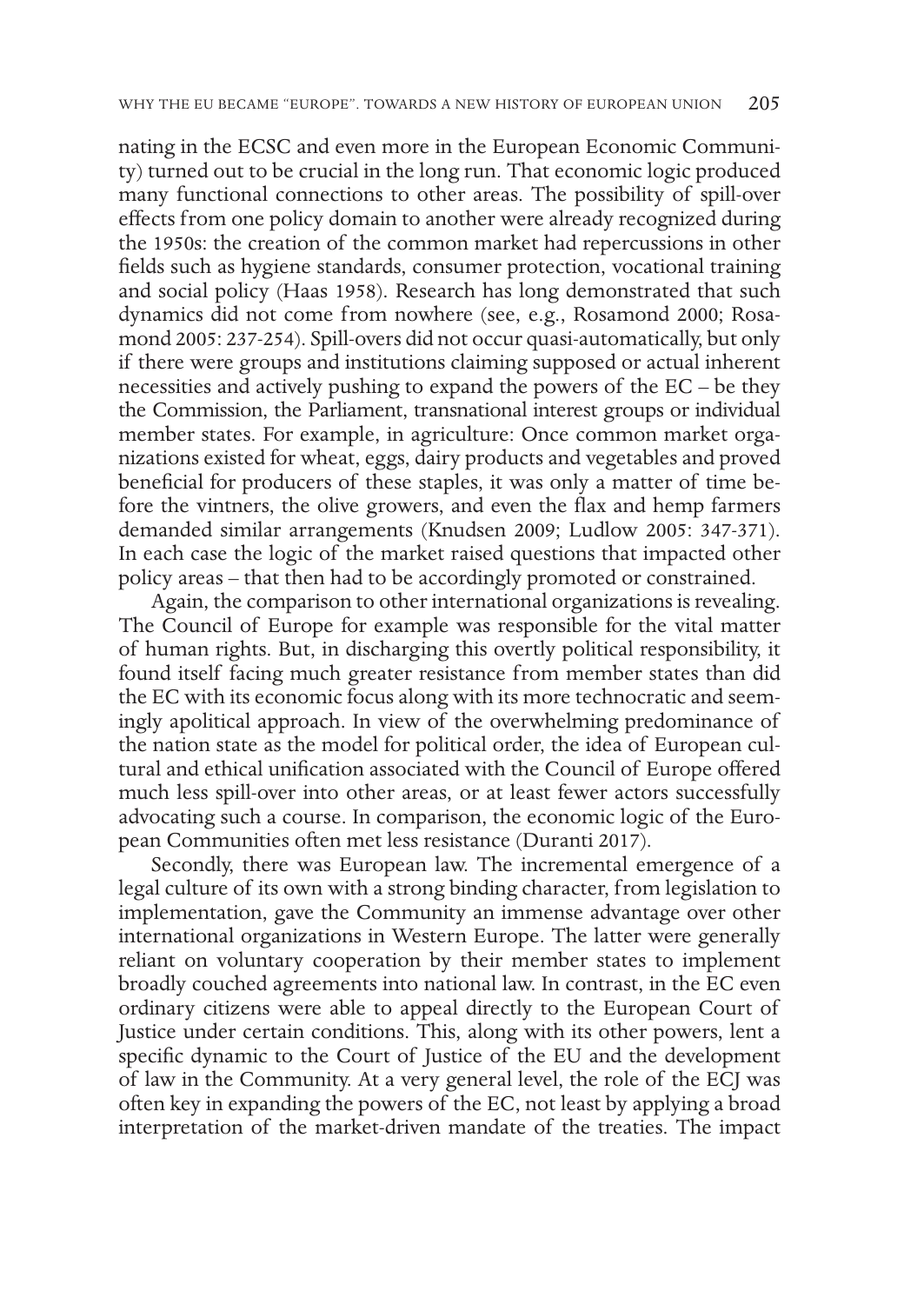nating in the ECSC and even more in the European Economic Community) turned out to be crucial in the long run. That economic logic produced many functional connections to other areas. The possibility of spill-over effects from one policy domain to another were already recognized during the 1950s: the creation of the common market had repercussions in other fields such as hygiene standards, consumer protection, vocational training and social policy (Haas 1958). Research has long demonstrated that such dynamics did not come from nowhere (see, e.g., Rosamond 2000; Rosamond 2005: 237-254). Spill-overs did not occur quasi-automatically, but only if there were groups and institutions claiming supposed or actual inherent necessities and actively pushing to expand the powers of the EC – be they the Commission, the Parliament, transnational interest groups or individual member states. For example, in agriculture: Once common market organizations existed for wheat, eggs, dairy products and vegetables and proved beneficial for producers of these staples, it was only a matter of time before the vintners, the olive growers, and even the flax and hemp farmers demanded similar arrangements (Knudsen 2009; Ludlow 2005: 347-371). In each case the logic of the market raised questions that impacted other policy areas – that then had to be accordingly promoted or constrained.

Again, the comparison to other international organizations is revealing. The Council of Europe for example was responsible for the vital matter of human rights. But, in discharging this overtly political responsibility, it found itself facing much greater resistance from member states than did the EC with its economic focus along with its more technocratic and seemingly apolitical approach. In view of the overwhelming predominance of the nation state as the model for political order, the idea of European cultural and ethical unification associated with the Council of Europe offered much less spill-over into other areas, or at least fewer actors successfully advocating such a course. In comparison, the economic logic of the European Communities often met less resistance (Duranti 2017).

Secondly, there was European law. The incremental emergence of a legal culture of its own with a strong binding character, from legislation to implementation, gave the Community an immense advantage over other international organizations in Western Europe. The latter were generally reliant on voluntary cooperation by their member states to implement broadly couched agreements into national law. In contrast, in the EC even ordinary citizens were able to appeal directly to the European Court of Justice under certain conditions. This, along with its other powers, lent a specific dynamic to the Court of Justice of the EU and the development of law in the Community. At a very general level, the role of the ECJ was often key in expanding the powers of the EC, not least by applying a broad interpretation of the market-driven mandate of the treaties. The impact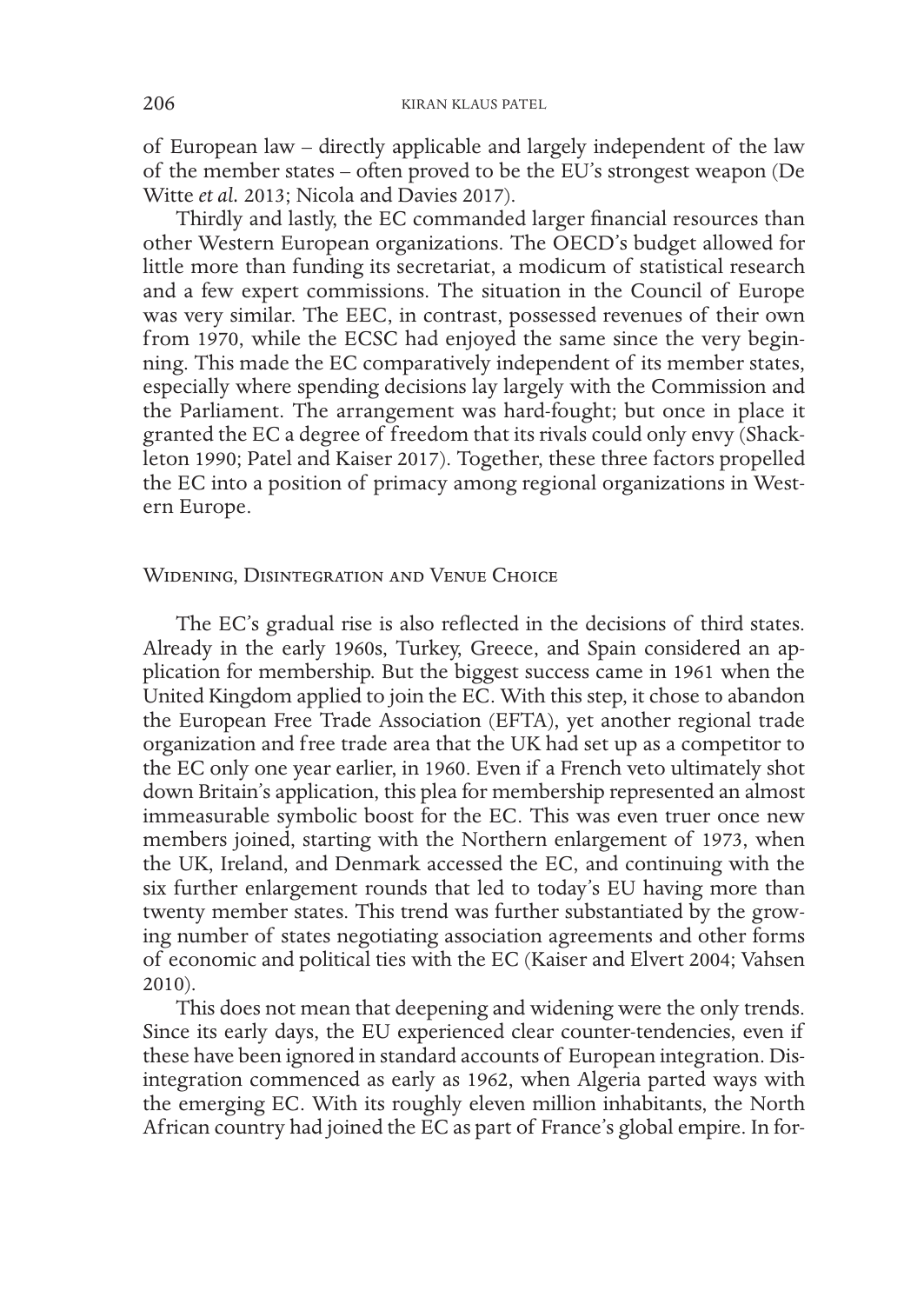of European law – directly applicable and largely independent of the law of the member states – often proved to be the EU's strongest weapon (De Witte *et al.* 2013; Nicola and Davies 2017).

Thirdly and lastly, the EC commanded larger financial resources than other Western European organizations. The OECD's budget allowed for little more than funding its secretariat, a modicum of statistical research and a few expert commissions. The situation in the Council of Europe was very similar. The EEC, in contrast, possessed revenues of their own from 1970, while the ECSC had enjoyed the same since the very beginning. This made the EC comparatively independent of its member states, especially where spending decisions lay largely with the Commission and the Parliament. The arrangement was hard-fought; but once in place it granted the EC a degree of freedom that its rivals could only envy (Shackleton 1990; Patel and Kaiser 2017). Together, these three factors propelled the EC into a position of primacy among regional organizations in Western Europe.

## Widening, Disintegration and Venue Choice

The EC's gradual rise is also reflected in the decisions of third states. Already in the early 1960s, Turkey, Greece, and Spain considered an application for membership. But the biggest success came in 1961 when the United Kingdom applied to join the EC. With this step, it chose to abandon the European Free Trade Association (EFTA), yet another regional trade organization and free trade area that the UK had set up as a competitor to the EC only one year earlier, in 1960. Even if a French veto ultimately shot down Britain's application, this plea for membership represented an almost immeasurable symbolic boost for the EC. This was even truer once new members joined, starting with the Northern enlargement of 1973, when the UK, Ireland, and Denmark accessed the EC, and continuing with the six further enlargement rounds that led to today's EU having more than twenty member states. This trend was further substantiated by the growing number of states negotiating association agreements and other forms of economic and political ties with the EC (Kaiser and Elvert 2004; Vahsen 2010).

This does not mean that deepening and widening were the only trends. Since its early days, the EU experienced clear counter-tendencies, even if these have been ignored in standard accounts of European integration. Disintegration commenced as early as 1962, when Algeria parted ways with the emerging EC. With its roughly eleven million inhabitants, the North African country had joined the EC as part of France's global empire. In for-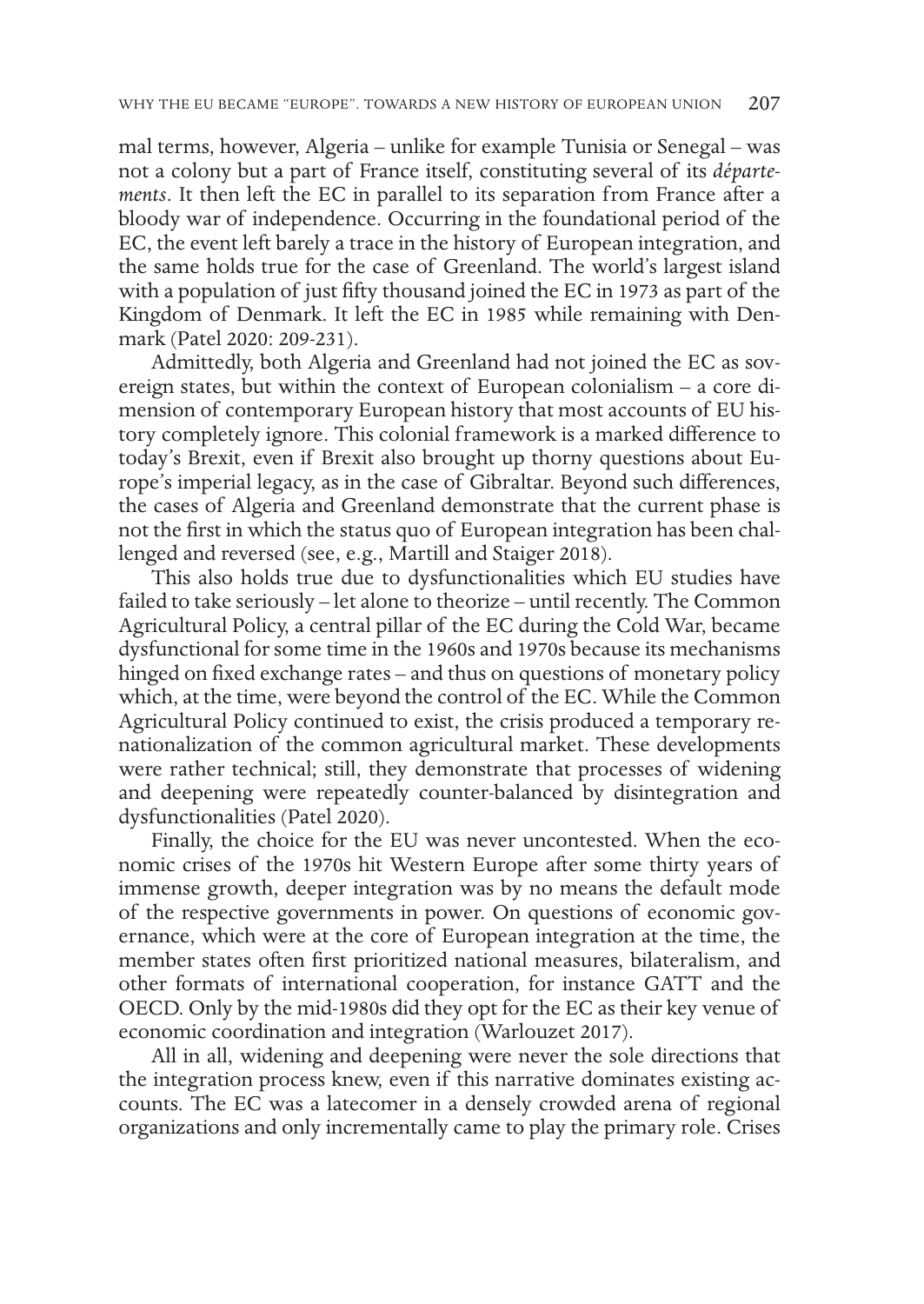mal terms, however, Algeria – unlike for example Tunisia or Senegal – was not a colony but a part of France itself, constituting several of its *départements*. It then left the EC in parallel to its separation from France after a bloody war of independence. Occurring in the foundational period of the EC, the event left barely a trace in the history of European integration, and the same holds true for the case of Greenland. The world's largest island with a population of just fifty thousand joined the EC in 1973 as part of the Kingdom of Denmark. It left the EC in 1985 while remaining with Denmark (Patel 2020: 209-231).

Admittedly, both Algeria and Greenland had not joined the EC as sovereign states, but within the context of European colonialism – a core dimension of contemporary European history that most accounts of EU history completely ignore. This colonial framework is a marked difference to today's Brexit, even if Brexit also brought up thorny questions about Europe's imperial legacy, as in the case of Gibraltar. Beyond such differences, the cases of Algeria and Greenland demonstrate that the current phase is not the first in which the status quo of European integration has been challenged and reversed (see, e.g., Martill and Staiger 2018).

This also holds true due to dysfunctionalities which EU studies have failed to take seriously – let alone to theorize – until recently. The Common Agricultural Policy, a central pillar of the EC during the Cold War, became dysfunctional for some time in the 1960s and 1970s because its mechanisms hinged on fixed exchange rates – and thus on questions of monetary policy which, at the time, were beyond the control of the EC. While the Common Agricultural Policy continued to exist, the crisis produced a temporary renationalization of the common agricultural market. These developments were rather technical; still, they demonstrate that processes of widening and deepening were repeatedly counter-balanced by disintegration and dysfunctionalities (Patel 2020).

Finally, the choice for the EU was never uncontested. When the economic crises of the 1970s hit Western Europe after some thirty years of immense growth, deeper integration was by no means the default mode of the respective governments in power. On questions of economic governance, which were at the core of European integration at the time, the member states often first prioritized national measures, bilateralism, and other formats of international cooperation, for instance GATT and the OECD. Only by the mid-1980s did they opt for the EC as their key venue of economic coordination and integration (Warlouzet 2017).

All in all, widening and deepening were never the sole directions that the integration process knew, even if this narrative dominates existing accounts. The EC was a latecomer in a densely crowded arena of regional organizations and only incrementally came to play the primary role. Crises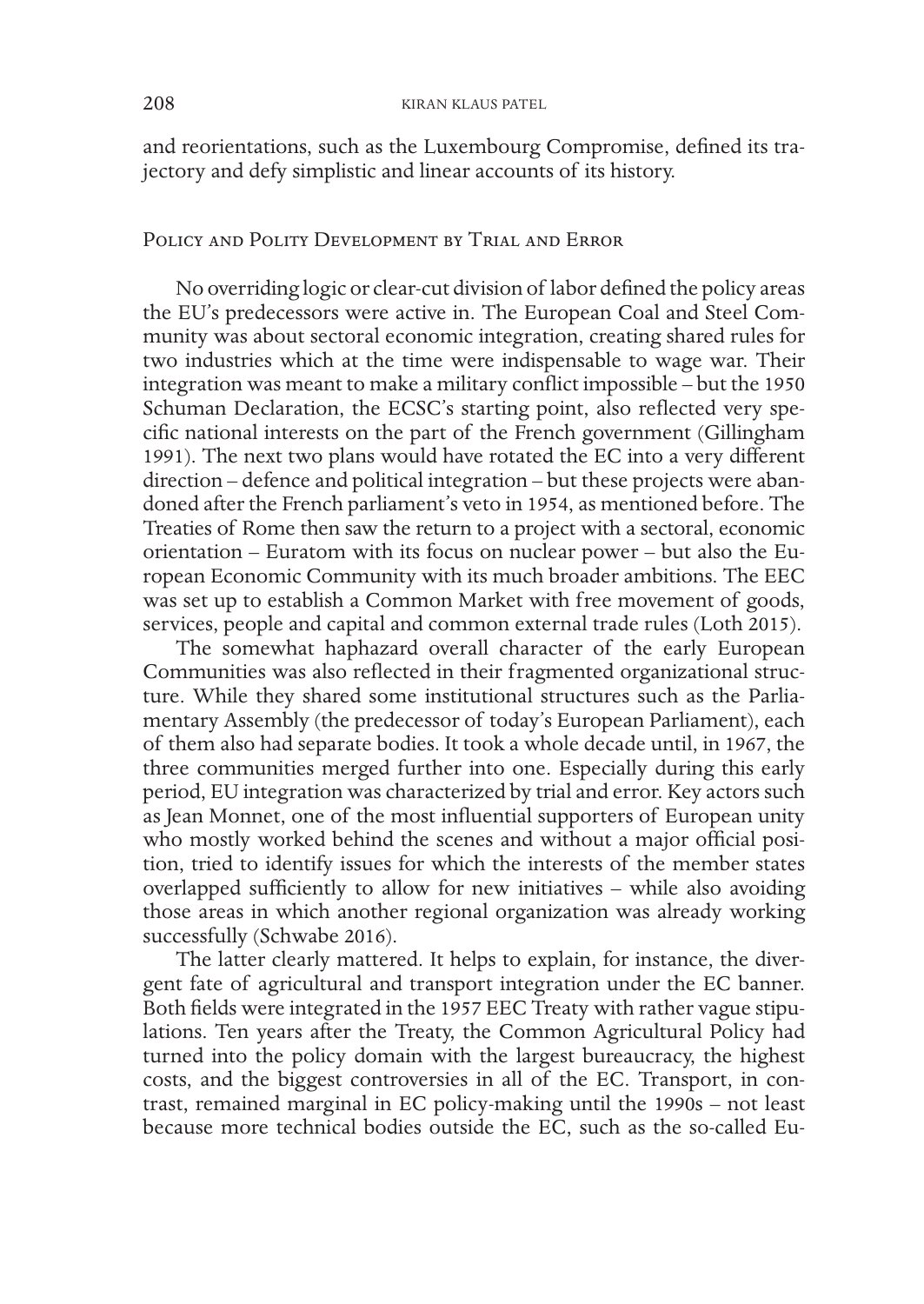and reorientations, such as the Luxembourg Compromise, defined its trajectory and defy simplistic and linear accounts of its history.

## Policy and Polity Development by Trial and Error

No overriding logic or clear-cut division of labor defined the policy areas the EU's predecessors were active in. The European Coal and Steel Community was about sectoral economic integration, creating shared rules for two industries which at the time were indispensable to wage war. Their integration was meant to make a military conflict impossible – but the 1950 Schuman Declaration, the ECSC's starting point, also reflected very specific national interests on the part of the French government (Gillingham 1991). The next two plans would have rotated the EC into a very different direction – defence and political integration – but these projects were abandoned after the French parliament's veto in 1954, as mentioned before. The Treaties of Rome then saw the return to a project with a sectoral, economic orientation – Euratom with its focus on nuclear power – but also the European Economic Community with its much broader ambitions. The EEC was set up to establish a Common Market with free movement of goods, services, people and capital and common external trade rules (Loth 2015).

The somewhat haphazard overall character of the early European Communities was also reflected in their fragmented organizational structure. While they shared some institutional structures such as the Parliamentary Assembly (the predecessor of today's European Parliament), each of them also had separate bodies. It took a whole decade until, in 1967, the three communities merged further into one. Especially during this early period, EU integration was characterized by trial and error. Key actors such as Jean Monnet, one of the most influential supporters of European unity who mostly worked behind the scenes and without a major official position, tried to identify issues for which the interests of the member states overlapped sufficiently to allow for new initiatives – while also avoiding those areas in which another regional organization was already working successfully (Schwabe 2016).

The latter clearly mattered. It helps to explain, for instance, the divergent fate of agricultural and transport integration under the EC banner. Both fields were integrated in the 1957 EEC Treaty with rather vague stipulations. Ten years after the Treaty, the Common Agricultural Policy had turned into the policy domain with the largest bureaucracy, the highest costs, and the biggest controversies in all of the EC. Transport, in contrast, remained marginal in EC policy-making until the 1990s – not least because more technical bodies outside the EC, such as the so-called Eu-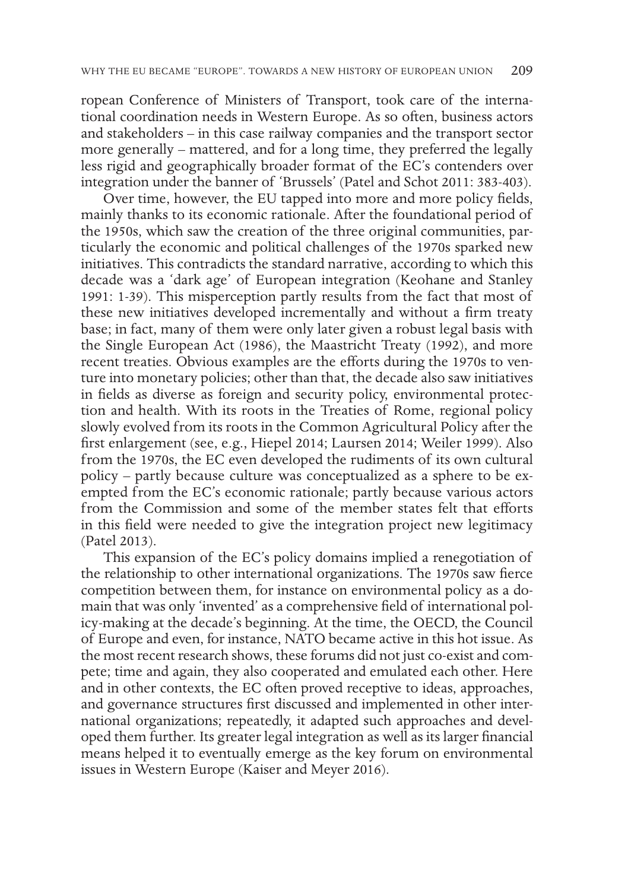ropean Conference of Ministers of Transport, took care of the international coordination needs in Western Europe. As so often, business actors and stakeholders – in this case railway companies and the transport sector more generally – mattered, and for a long time, they preferred the legally less rigid and geographically broader format of the EC's contenders over integration under the banner of 'Brussels' (Patel and Schot 2011: 383-403).

Over time, however, the EU tapped into more and more policy fields, mainly thanks to its economic rationale. After the foundational period of the 1950s, which saw the creation of the three original communities, particularly the economic and political challenges of the 1970s sparked new initiatives. This contradicts the standard narrative, according to which this decade was a 'dark age' of European integration (Keohane and Stanley 1991: 1-39). This misperception partly results from the fact that most of these new initiatives developed incrementally and without a firm treaty base; in fact, many of them were only later given a robust legal basis with the Single European Act (1986), the Maastricht Treaty (1992), and more recent treaties. Obvious examples are the efforts during the 1970s to venture into monetary policies; other than that, the decade also saw initiatives in fields as diverse as foreign and security policy, environmental protection and health. With its roots in the Treaties of Rome, regional policy slowly evolved from its roots in the Common Agricultural Policy after the first enlargement (see, e.g., Hiepel 2014; Laursen 2014; Weiler 1999). Also from the 1970s, the EC even developed the rudiments of its own cultural policy – partly because culture was conceptualized as a sphere to be exempted from the EC's economic rationale; partly because various actors from the Commission and some of the member states felt that efforts in this field were needed to give the integration project new legitimacy (Patel 2013).

This expansion of the EC's policy domains implied a renegotiation of the relationship to other international organizations. The 1970s saw fierce competition between them, for instance on environmental policy as a domain that was only 'invented' as a comprehensive field of international policy-making at the decade's beginning. At the time, the OECD, the Council of Europe and even, for instance, NATO became active in this hot issue. As the most recent research shows, these forums did not just co-exist and compete; time and again, they also cooperated and emulated each other. Here and in other contexts, the EC often proved receptive to ideas, approaches, and governance structures first discussed and implemented in other international organizations; repeatedly, it adapted such approaches and developed them further. Its greater legal integration as well as its larger financial means helped it to eventually emerge as the key forum on environmental issues in Western Europe (Kaiser and Meyer 2016).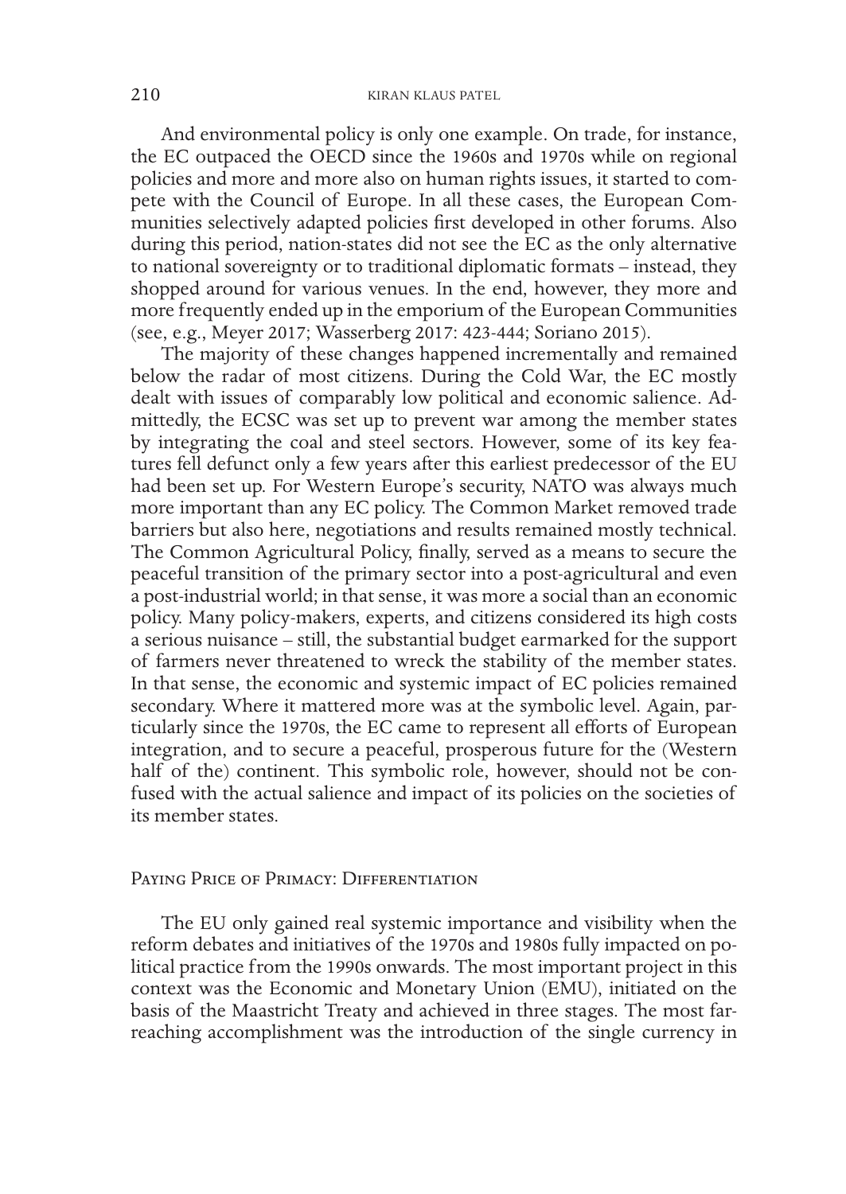And environmental policy is only one example. On trade, for instance, the EC outpaced the OECD since the 1960s and 1970s while on regional policies and more and more also on human rights issues, it started to compete with the Council of Europe. In all these cases, the European Communities selectively adapted policies first developed in other forums. Also during this period, nation-states did not see the EC as the only alternative to national sovereignty or to traditional diplomatic formats – instead, they shopped around for various venues. In the end, however, they more and more frequently ended up in the emporium of the European Communities (see, e.g., Meyer 2017; Wasserberg 2017: 423-444; Soriano 2015).

The majority of these changes happened incrementally and remained below the radar of most citizens. During the Cold War, the EC mostly dealt with issues of comparably low political and economic salience. Admittedly, the ECSC was set up to prevent war among the member states by integrating the coal and steel sectors. However, some of its key features fell defunct only a few years after this earliest predecessor of the EU had been set up. For Western Europe's security, NATO was always much more important than any EC policy. The Common Market removed trade barriers but also here, negotiations and results remained mostly technical. The Common Agricultural Policy, finally, served as a means to secure the peaceful transition of the primary sector into a post-agricultural and even a post-industrial world; in that sense, it was more a social than an economic policy. Many policy-makers, experts, and citizens considered its high costs a serious nuisance – still, the substantial budget earmarked for the support of farmers never threatened to wreck the stability of the member states. In that sense, the economic and systemic impact of EC policies remained secondary. Where it mattered more was at the symbolic level. Again, particularly since the 1970s, the EC came to represent all efforts of European integration, and to secure a peaceful, prosperous future for the (Western half of the) continent. This symbolic role, however, should not be confused with the actual salience and impact of its policies on the societies of its member states.

## Paying Price of Primacy: Differentiation

The EU only gained real systemic importance and visibility when the reform debates and initiatives of the 1970s and 1980s fully impacted on political practice from the 1990s onwards. The most important project in this context was the Economic and Monetary Union (EMU), initiated on the basis of the Maastricht Treaty and achieved in three stages. The most far-reaching accomplishment was the introduction of the single currency in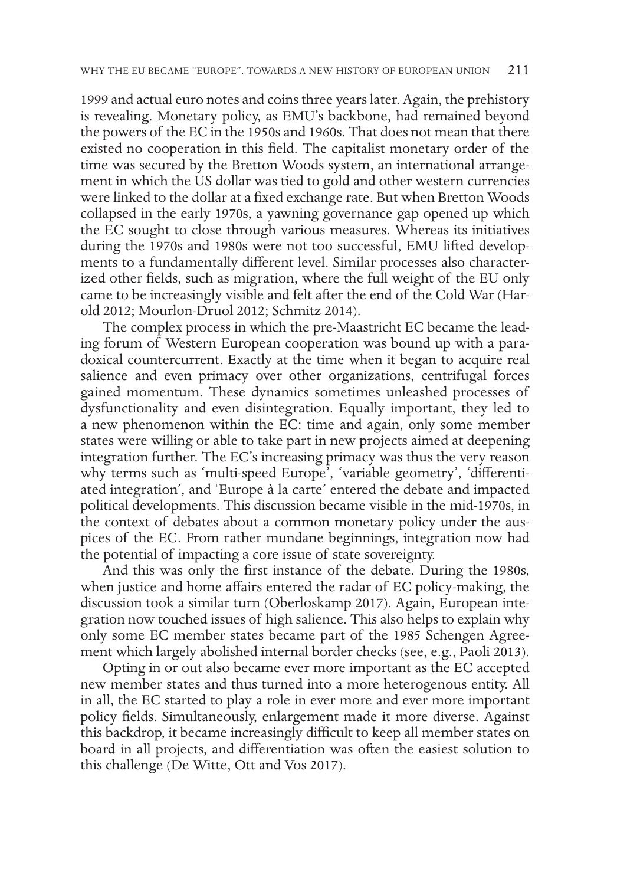1999 and actual euro notes and coins three years later. Again, the prehistory is revealing. Monetary policy, as EMU's backbone, had remained beyond the powers of the EC in the 1950s and 1960s. That does not mean that there existed no cooperation in this field. The capitalist monetary order of the time was secured by the Bretton Woods system, an international arrangement in which the US dollar was tied to gold and other western currencies were linked to the dollar at a fixed exchange rate. But when Bretton Woods collapsed in the early 1970s, a yawning governance gap opened up which the EC sought to close through various measures. Whereas its initiatives during the 1970s and 1980s were not too successful, EMU lifted developments to a fundamentally different level. Similar processes also characterized other fields, such as migration, where the full weight of the EU only came to be increasingly visible and felt after the end of the Cold War (Harold 2012; Mourlon-Druol 2012; Schmitz 2014).

The complex process in which the pre-Maastricht EC became the leading forum of Western European cooperation was bound up with a paradoxical countercurrent. Exactly at the time when it began to acquire real salience and even primacy over other organizations, centrifugal forces gained momentum. These dynamics sometimes unleashed processes of dysfunctionality and even disintegration. Equally important, they led to a new phenomenon within the EC: time and again, only some member states were willing or able to take part in new projects aimed at deepening integration further. The EC's increasing primacy was thus the very reason why terms such as 'multi-speed Europe', 'variable geometry', 'differentiated integration', and 'Europe à la carte' entered the debate and impacted political developments. This discussion became visible in the mid-1970s, in the context of debates about a common monetary policy under the auspices of the EC. From rather mundane beginnings, integration now had the potential of impacting a core issue of state sovereignty.

And this was only the first instance of the debate. During the 1980s, when justice and home affairs entered the radar of EC policy-making, the discussion took a similar turn (Oberloskamp 2017). Again, European integration now touched issues of high salience. This also helps to explain why only some EC member states became part of the 1985 Schengen Agreement which largely abolished internal border checks (see, e.g., Paoli 2013).

Opting in or out also became ever more important as the EC accepted new member states and thus turned into a more heterogenous entity. All in all, the EC started to play a role in ever more and ever more important policy fields. Simultaneously, enlargement made it more diverse. Against this backdrop, it became increasingly difficult to keep all member states on board in all projects, and differentiation was often the easiest solution to this challenge (De Witte, Ott and Vos 2017).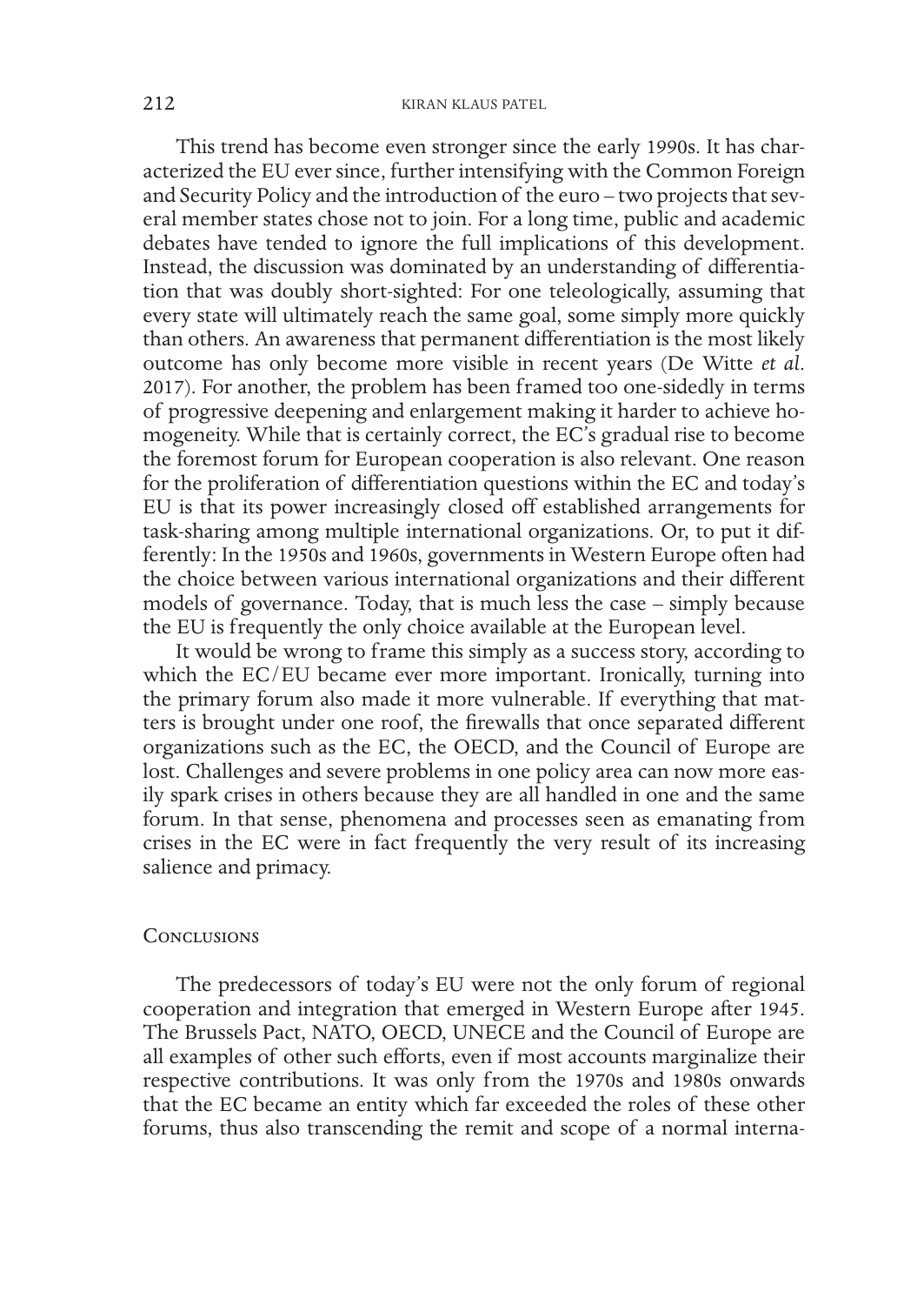This trend has become even stronger since the early 1990s. It has characterized the EU ever since, further intensifying with the Common Foreign and Security Policy and the introduction of the euro – two projects that several member states chose not to join. For a long time, public and academic debates have tended to ignore the full implications of this development. Instead, the discussion was dominated by an understanding of differentiation that was doubly short-sighted: For one teleologically, assuming that every state will ultimately reach the same goal, some simply more quickly than others. An awareness that permanent differentiation is the most likely outcome has only become more visible in recent years (De Witte *et al*. 2017). For another, the problem has been framed too one-sidedly in terms of progressive deepening and enlargement making it harder to achieve homogeneity. While that is certainly correct, the EC's gradual rise to become the foremost forum for European cooperation is also relevant. One reason for the proliferation of differentiation questions within the EC and today's EU is that its power increasingly closed off established arrangements for task-sharing among multiple international organizations. Or, to put it differently: In the 1950s and 1960s, governments in Western Europe often had the choice between various international organizations and their different models of governance. Today, that is much less the case – simply because the EU is frequently the only choice available at the European level.

It would be wrong to frame this simply as a success story, according to which the EC/EU became ever more important. Ironically, turning into the primary forum also made it more vulnerable. If everything that matters is brought under one roof, the firewalls that once separated different organizations such as the EC, the OECD, and the Council of Europe are lost. Challenges and severe problems in one policy area can now more easily spark crises in others because they are all handled in one and the same forum. In that sense, phenomena and processes seen as emanating from crises in the EC were in fact frequently the very result of its increasing salience and primacy.

## Conclusions

The predecessors of today's EU were not the only forum of regional cooperation and integration that emerged in Western Europe after 1945. The Brussels Pact, NATO, OECD, UNECE and the Council of Europe are all examples of other such efforts, even if most accounts marginalize their respective contributions. It was only from the 1970s and 1980s onwards that the EC became an entity which far exceeded the roles of these other forums, thus also transcending the remit and scope of a normal interna-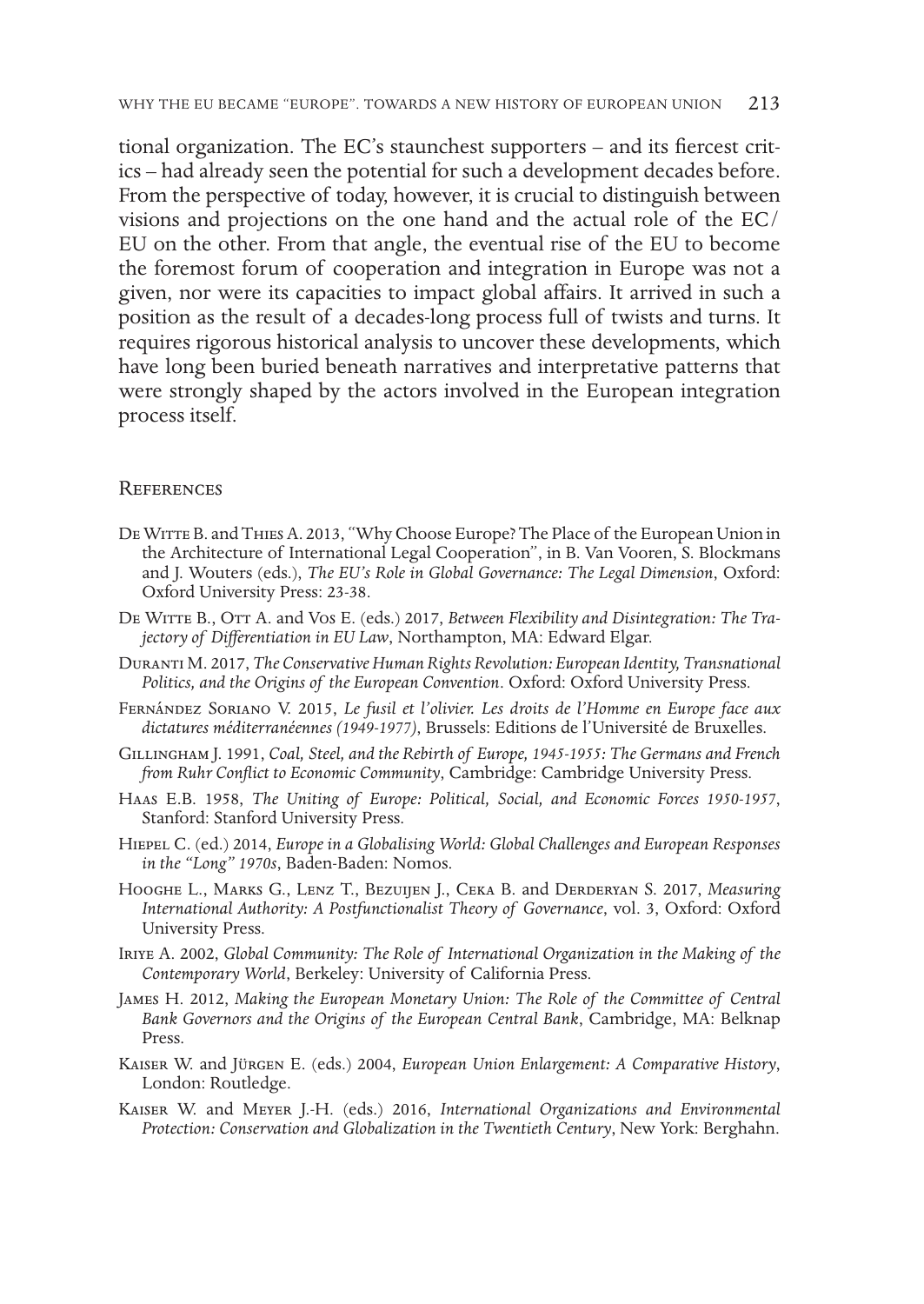tional organization. The EC's staunchest supporters – and its fiercest critics – had already seen the potential for such a development decades before. From the perspective of today, however, it is crucial to distinguish between visions and projections on the one hand and the actual role of the EC/EU on the other. From that angle, the eventual rise of the EU to become the foremost forum of cooperation and integration in Europe was not a given, nor were its capacities to impact global affairs. It arrived in such a position as the result of a decades-long process full of twists and turns. It requires rigorous historical analysis to uncover these developments, which have long been buried beneath narratives and interpretative patterns that were strongly shaped by the actors involved in the European integration process itself.

## References

- De Witte B. and Thies A. 2013, "Why Choose Europe? The Place of the European Union in the Architecture of International Legal Cooperation", in B. Van Vooren, S. Blockmans and J. Wouters (eds.), *The EU's Role in Global Governance: The Legal Dimension*, Oxford: Oxford University Press: 23-38.
- De Witte B., Ott A. and Vos E. (eds.) 2017, *Between Flexibility and Disintegration: The Trajectory of Differentiation in EU Law*, Northampton, MA: Edward Elgar.
- Duranti M. 2017, *The Conservative Human Rights Revolution: European Identity, Transnational Politics, and the Origins of the European Convention*. Oxford: Oxford University Press.
- Fernández Soriano V. 2015, *Le fusil et l'olivier. Les droits de l'Homme en Europe face aux dictatures méditerranéennes (1949-1977)*, Brussels: Editions de l'Université de Bruxelles.
- Gillingham J. 1991, *Coal, Steel, and the Rebirth of Europe, 1945-1955: The Germans and French from Ruhr Conflict to Economic Community*, Cambridge: Cambridge University Press.
- Haas E.B. 1958, *The Uniting of Europe: Political, Social, and Economic Forces 1950-1957*, Stanford: Stanford University Press.
- Hiepel C. (ed.) 2014, *Europe in a Globalising World: Global Challenges and European Responses in the "Long" 1970s*, Baden-Baden: Nomos.
- Hooghe L., Marks G., Lenz T., Bezuijen J., Ceka B. and Derderyan S. 2017, *Measuring International Authority: A Postfunctionalist Theory of Governance*, vol. 3, Oxford: Oxford University Press.
- Iriye A. 2002, *Global Community: The Role of International Organization in the Making of the Contemporary World*, Berkeley: University of California Press.
- James H. 2012, *Making the European Monetary Union: The Role of the Committee of Central Bank Governors and the Origins of the European Central Bank*, Cambridge, MA: Belknap Press.
- Kaiser W. and Jürgen E. (eds.) 2004, *European Union Enlargement: A Comparative History*, London: Routledge.
- Kaiser W. and Meyer J.-H. (eds.) 2016, *International Organizations and Environmental Protection: Conservation and Globalization in the Twentieth Century*, New York: Berghahn.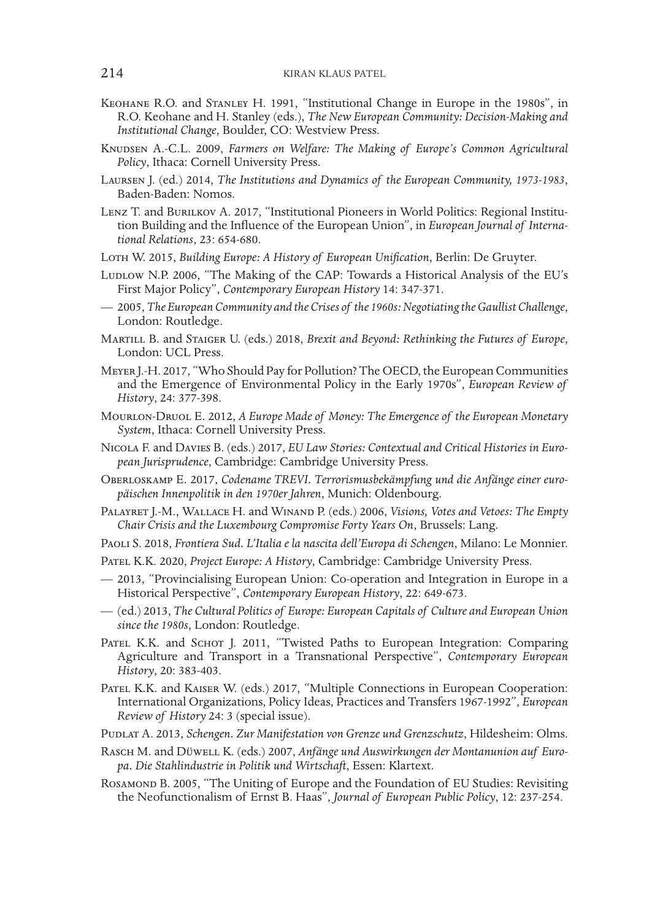Keohane R.O. and Stanley H. 1991, "Institutional Change in Europe in the 1980s", in R.O. Keohane and H. Stanley (eds.), *The New European Community: Decision-Making and Institutional Change*, Boulder, CO: Westview Press.

Knudsen A.-C.L. 2009, *Farmers on Welfare: The Making of Europe's Common Agricultural Policy*, Ithaca: Cornell University Press.

Laursen J. (ed.) 2014, *The Institutions and Dynamics of the European Community, 1973-1983*, Baden-Baden: Nomos.

Lenz T. and Burilkov A. 2017, "Institutional Pioneers in World Politics: Regional Institution Building and the Influence of the European Union", in *European Journal of International Relations*, 23: 654-680.

Loth W. 2015, *Building Europe: A History of European Unification*, Berlin: De Gruyter.

Ludlow N.P. 2006, "The Making of the CAP: Towards a Historical Analysis of the EU's First Major Policy", *Contemporary European History* 14: 347-371.

— 2005, *The European Community and the Crises of the 1960s: Negotiating the Gaullist Challenge*, London: Routledge.

Martill B. and Staiger U. (eds.) 2018, *Brexit and Beyond: Rethinking the Futures of Europe*, London: UCL Press.

Meyer J.-H. 2017, "Who Should Pay for Pollution? The OECD, the European Communities and the Emergence of Environmental Policy in the Early 1970s", *European Review of History*, 24: 377-398.

Mourlon-Druol E. 2012, *A Europe Made of Money: The Emergence of the European Monetary System*, Ithaca: Cornell University Press.

Nicola F. and Davies B. (eds.) 2017, *EU Law Stories: Contextual and Critical Histories in European Jurisprudence*, Cambridge: Cambridge University Press.

Oberloskamp E. 2017, *Codename TREVI. Terrorismusbekämpfung und die Anfänge einer europäischen Innenpolitik in den 1970er Jahren*, Munich: Oldenbourg.

Palayret J.-M., Wallace H. and Winand P. (eds.) 2006, *Visions, Votes and Vetoes: The Empty Chair Crisis and the Luxembourg Compromise Forty Years On*, Brussels: Lang.

Paoli S. 2018, *Frontiera Sud. L'Italia e la nascita dell'Europa di Schengen*, Milano: Le Monnier.

Patel K.K. 2020, *Project Europe: A History*, Cambridge: Cambridge University Press.

— 2013, "Provincialising European Union: Co-operation and Integration in Europe in a Historical Perspective", *Contemporary European History*, 22: 649-673.

— (ed.) 2013, *The Cultural Politics of Europe: European Capitals of Culture and European Union since the 1980s*, London: Routledge.

Patel K.K. and Schot J. 2011, "Twisted Paths to European Integration: Comparing Agriculture and Transport in a Transnational Perspective", *Contemporary European History*, 20: 383-403.

Patel K.K. and Kaiser W. (eds.) 2017, "Multiple Connections in European Cooperation: International Organizations, Policy Ideas, Practices and Transfers 1967-1992", *European Review of History* 24: 3 (special issue).

Pudlat A. 2013, *Schengen. Zur Manifestation von Grenze und Grenzschutz*, Hildesheim: Olms.

Rasch M. and Düwell K. (eds.) 2007, *Anfänge und Auswirkungen der Montanunion auf Europa. Die Stahlindustrie in Politik und Wirtschaft*, Essen: Klartext.

Rosamond B. 2005, "The Uniting of Europe and the Foundation of EU Studies: Revisiting the Neofunctionalism of Ernst B. Haas", *Journal of European Public Policy*, 12: 237-254.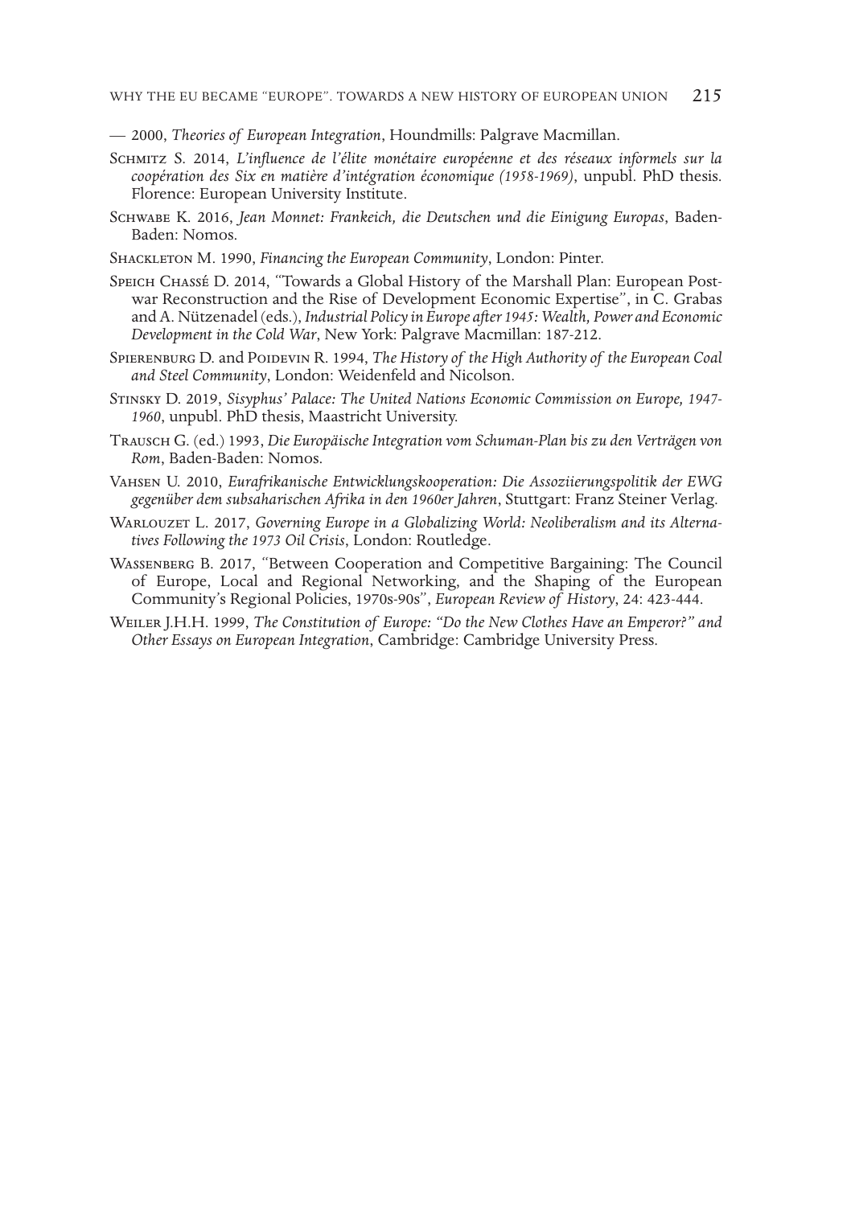— 2000, *Theories of European Integration*, Houndmills: Palgrave Macmillan.

Schmitz S. 2014, *L'influence de l'élite monétaire européenne et des réseaux informels sur la coopération des Six en matière d'intégration économique (1958-1969)*, unpubl. PhD thesis. Florence: European University Institute.

Schwabe K. 2016, *Jean Monnet: Frankeich, die Deutschen und die Einigung Europas*, Baden-Baden: Nomos.

Shackleton M. 1990, *Financing the European Community*, London: Pinter.

Speich Chassé D. 2014, "Towards a Global History of the Marshall Plan: European Postwar Reconstruction and the Rise of Development Economic Expertise", in C. Grabas and A. Nützenadel (eds.), *Industrial Policy in Europe after 1945: Wealth, Power and Economic Development in the Cold War*, New York: Palgrave Macmillan: 187-212.

Spierenburg D. and Poidevin R. 1994, *The History of the High Authority of the European Coal and Steel Community*, London: Weidenfeld and Nicolson.

Stinsky D. 2019, *Sisyphus' Palace: The United Nations Economic Commission on Europe, 1947-1960*, unpubl. PhD thesis, Maastricht University.

Trausch G. (ed.) 1993, *Die Europäische Integration vom Schuman-Plan bis zu den Verträgen von Rom*, Baden-Baden: Nomos.

Vahsen U. 2010, *Eurafrikanische Entwicklungskooperation: Die Assoziierungspolitik der EWG gegenüber dem subsaharischen Afrika in den 1960er Jahren*, Stuttgart: Franz Steiner Verlag.

Warlouzet L. 2017, *Governing Europe in a Globalizing World: Neoliberalism and its Alternatives Following the 1973 Oil Crisis*, London: Routledge.

Wassenberg B. 2017, "Between Cooperation and Competitive Bargaining: The Council of Europe, Local and Regional Networking, and the Shaping of the European Community's Regional Policies, 1970s-90s", *European Review of History*, 24: 423-444.

Weiler J.H.H. 1999, *The Constitution of Europe: "Do the New Clothes Have an Emperor?" and Other Essays on European Integration*, Cambridge: Cambridge University Press.